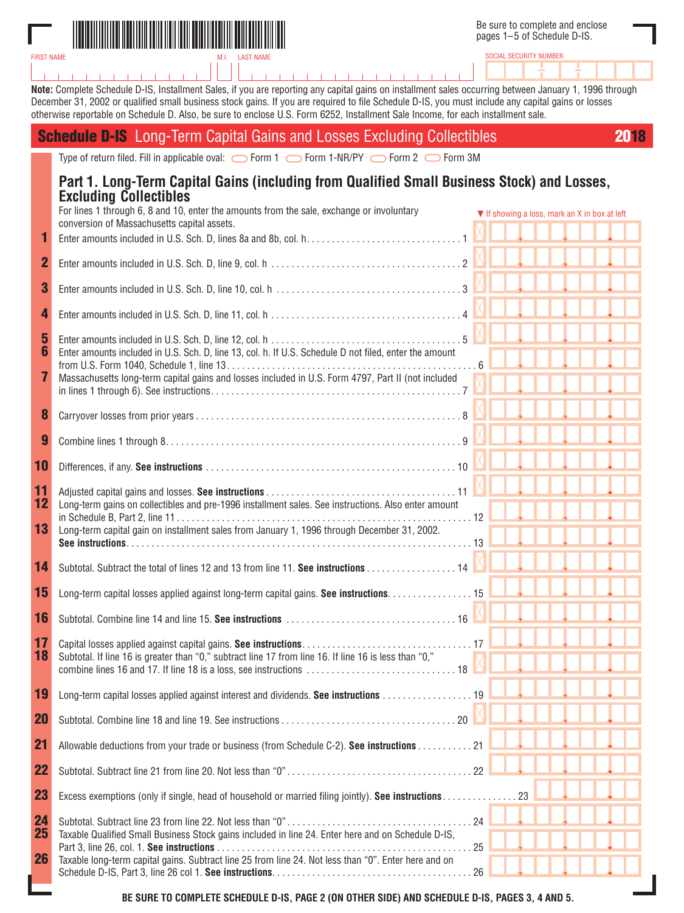Be sure to complete and enclose pages 1–5 of Schedule D-IS.

FIRST NAME | M.I. | LAST NAME | SOCIAL SECURITY NUMBER

**Note:** Complete Schedule D-IS, Installment Sales, if you are reporting any capital gains on installment sales occurring between January 1, 1996 through December 31, 2002 or qualified small business stock gains. If you are required to file Schedule D-IS, you must include any capital gains or losses otherwise reportable on Schedule D. Also, be sure to enclose U.S. Form 6252, Installment Sale Income, for each installment sale.

# Schedule D-IS Long-Term Capital Gains and Losses Excluding Collectibles 2018

Type of return filed. Fill in applicable oval: ⬭ Form 1 ⬭ Form 1-NR/PY ⬭ Form 2 ⬭ Form 3M

## Part 1. Long-Term Capital Gains (including from Qualified Small Business Stock) and Losses, Excluding Collectibles

For lines 1 through 6, 8 and 10, enter the amounts from the sale, exchange or involuntary conversion of Massachusetts capital assets.

▼ If showing a loss, mark an X in box at left

1. Enter amounts included in U.S. Sch. D, lines 8a and 8b, col. h. . . . . 1
2. Enter amounts included in U.S. Sch. D, line 9, col. h . . . . . 2
3. Enter amounts included in U.S. Sch. D, line 10, col. h . . . . . 3
4. Enter amounts included in U.S. Sch. D, line 11, col. h . . . . . 4
5. Enter amounts included in U.S. Sch. D, line 12, col. h . . . . . 5
6. Enter amounts included in U.S. Sch. D, line 13, col. h. If U.S. Schedule D not filed, enter the amount from U.S. Form 1040, Schedule 1, line 13. . . . . 6
7. Massachusetts long-term capital gains and losses included in U.S. Form 4797, Part II (not included in lines 1 through 6). See instructions. . . . . 7
8. Carryover losses from prior years . . . . . 8
9. Combine lines 1 through 8. . . . . 9
10. Differences, if any. **See instructions** . . . . . 10
11. Adjusted capital gains and losses. **See instructions** . . . . . 11
12. Long-term gains on collectibles and pre-1996 installment sales. See instructions. Also enter amount in Schedule B, Part 2, line 11 . . . . . 12
13. Long-term capital gain on installment sales from January 1, 1996 through December 31, 2002. **See instructions**. . . . . 13
14. Subtotal. Subtract the total of lines 12 and 13 from line 11. **See instructions** . . . . . 14
15. Long-term capital losses applied against long-term capital gains. **See instructions**. . . . . 15
16. Subtotal. Combine line 14 and line 15. **See instructions** . . . . . 16
17. Capital losses applied against capital gains. **See instructions**. . . . . 17
18. Subtotal. If line 16 is greater than "0," subtract line 17 from line 16. If line 16 is less than "0," combine lines 16 and 17. If line 18 is a loss, see instructions . . . . . 18
19. Long-term capital losses applied against interest and dividends. **See instructions** . . . . . 19
20. Subtotal. Combine line 18 and line 19. See instructions . . . . . 20
21. Allowable deductions from your trade or business (from Schedule C-2). **See instructions** . . . . . 21
22. Subtotal. Subtract line 21 from line 20. Not less than "0" . . . . . 22
23. Excess exemptions (only if single, head of household or married filing jointly). **See instructions**. . . . . 23
24. Subtotal. Subtract line 23 from line 22. Not less than "0" . . . . . 24
25. Taxable Qualified Small Business Stock gains included in line 24. Enter here and on Schedule D-IS, Part 3, line 26, col. 1. **See instructions** . . . . . 25
26. Taxable long-term capital gains. Subtract line 25 from line 24. Not less than "0". Enter here and on Schedule D-IS, Part 3, line 26 col 1. **See instructions**. . . . . 26

**BE SURE TO COMPLETE SCHEDULE D-IS, PAGE 2 (ON OTHER SIDE) AND SCHEDULE D-IS, PAGES 3, 4 AND 5.**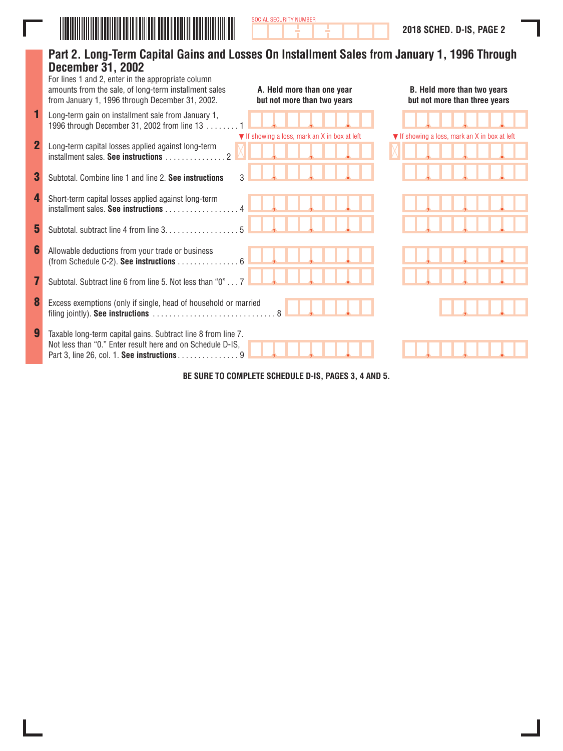SOCIAL SECURITY NUMBER

2018 SCHED. D-IS, PAGE 2

## Part 2. Long-Term Capital Gains and Losses On Installment Sales from January 1, 1996 Through December 31, 2002

| | For lines 1 and 2, enter in the appropriate column amounts from the sale, of long-term installment sales from January 1, 1996 through December 31, 2002. | A. Held more than one year but not more than two years | B. Held more than two years but not more than three years |
|---|---|---|---|
| 1 | Long-term gain on installment sale from January 1, 1996 through December 31, 2002 from line 13 . . . . . . . . 1 | | |
| 2 | Long-term capital losses applied against long-term installment sales. **See instructions** . . . . . . . . . . . . . . . 2 | ▼ If showing a loss, mark an X in box at left | ▼ If showing a loss, mark an X in box at left |
| 3 | Subtotal. Combine line 1 and line 2. **See instructions** 3 | | |
| 4 | Short-term capital losses applied against long-term installment sales. **See instructions** . . . . . . . . . . . . . . . . . . 4 | | |
| 5 | Subtotal. subtract line 4 from line 3. . . . . . . . . . . . . . . . . . 5 | | |
| 6 | Allowable deductions from your trade or business (from Schedule C-2). **See instructions** . . . . . . . . . . . . . . . 6 | | |
| 7 | Subtotal. Subtract line 6 from line 5. Not less than "0" . . . 7 | | |
| 8 | Excess exemptions (only if single, head of household or married filing jointly). **See instructions** . . . . . . . . . . . . . . . . . . . . . . . . . . . . . . 8 | | |
| 9 | Taxable long-term capital gains. Subtract line 8 from line 7. Not less than "0." Enter result here and on Schedule D-IS, Part 3, line 26, col. 1. **See instructions** . . . . . . . . . . . . . . . 9 | | |

**BE SURE TO COMPLETE SCHEDULE D-IS, PAGES 3, 4 AND 5.**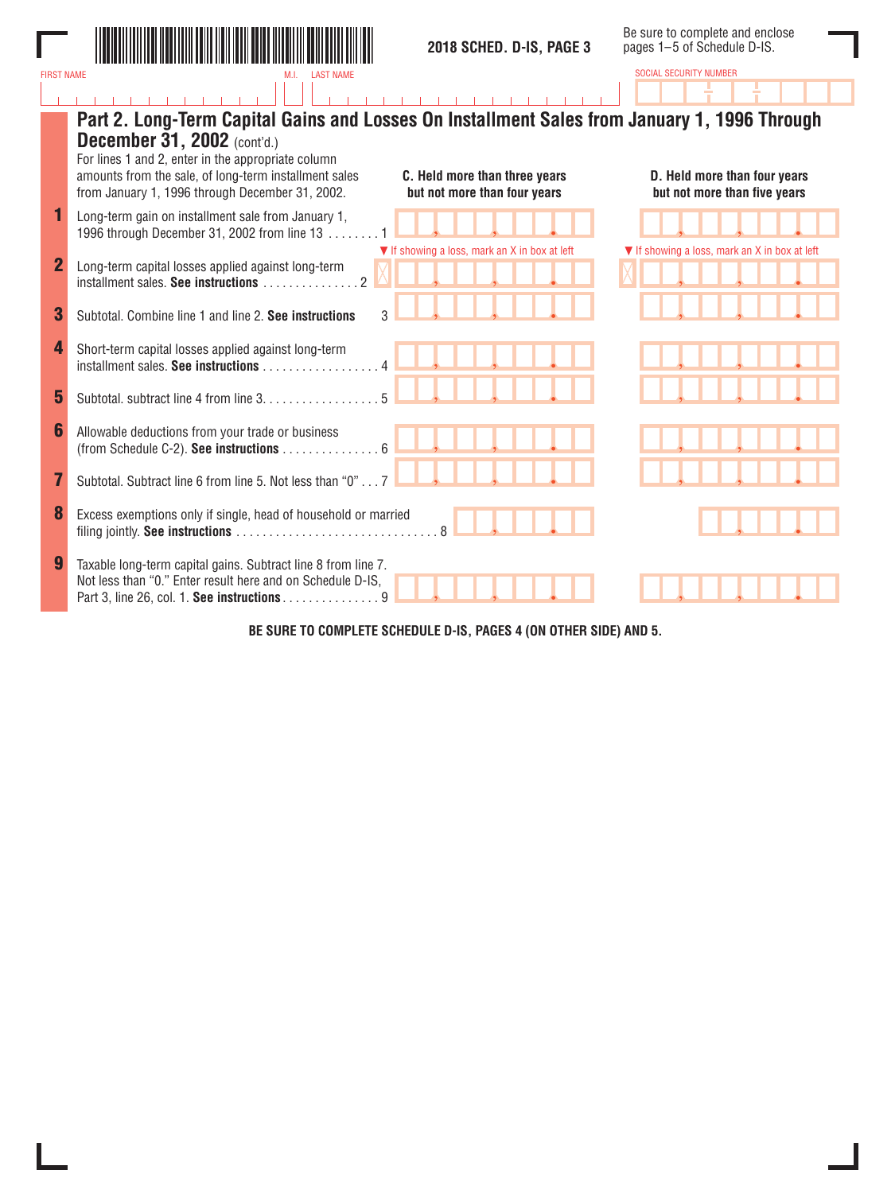2018 SCHED. D-IS, PAGE 3

Be sure to complete and enclose pages 1–5 of Schedule D-IS.

FIRST NAME | M.I. | LAST NAME | SOCIAL SECURITY NUMBER

## Part 2. Long-Term Capital Gains and Losses On Installment Sales from January 1, 1996 Through December 31, 2002 (cont'd.)

For lines 1 and 2, enter in the appropriate column amounts from the sale, of long-term installment sales from January 1, 1996 through December 31, 2002.

| Line | Description | C. Held more than three years but not more than four years | D. Held more than four years but not more than five years |
|---|---|---|---|
| 1 | Long-term gain on installment sale from January 1, 1996 through December 31, 2002 from line 13 . . . . . . . . 1 | | |
| 2 | Long-term capital losses applied against long-term installment sales. **See instructions** . . . . . . . . . . . . . . . 2 | ▼ If showing a loss, mark an X in box at left | ▼ If showing a loss, mark an X in box at left |
| 3 | Subtotal. Combine line 1 and line 2. **See instructions** 3 | | |
| 4 | Short-term capital losses applied against long-term installment sales. **See instructions** . . . . . . . . . . . . . . . . . . 4 | | |
| 5 | Subtotal. subtract line 4 from line 3. . . . . . . . . . . . . . . . . . 5 | | |
| 6 | Allowable deductions from your trade or business (from Schedule C-2). **See instructions** . . . . . . . . . . . . . . . 6 | | |
| 7 | Subtotal. Subtract line 6 from line 5. Not less than "0" . . . 7 | | |
| 8 | Excess exemptions only if single, head of household or married filing jointly. **See instructions** . . . . . . . . . . . . . . . . . . . . . . . . . . . . . . . 8 | | |
| 9 | Taxable long-term capital gains. Subtract line 8 from line 7. Not less than "0." Enter result here and on Schedule D-IS, Part 3, line 26, col. 1. **See instructions** . . . . . . . . . . . . . . . 9 | | |

**BE SURE TO COMPLETE SCHEDULE D-IS, PAGES 4 (ON OTHER SIDE) AND 5.**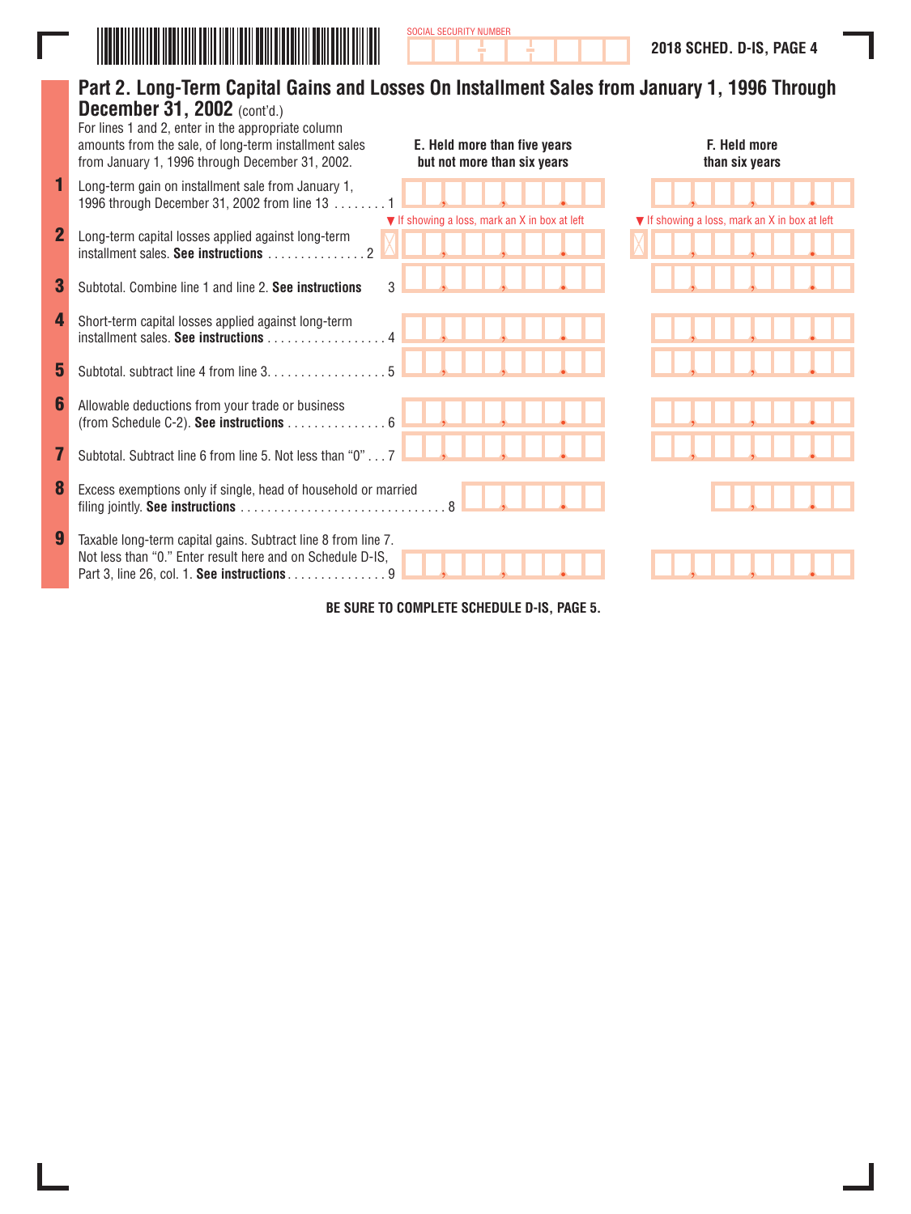SOCIAL SECURITY NUMBER

**2018 SCHED. D-IS, PAGE 4**

## Part 2. Long-Term Capital Gains and Losses On Installment Sales from January 1, 1996 Through December 31, 2002 (cont'd.)

For lines 1 and 2, enter in the appropriate column amounts from the sale, of long-term installment sales from January 1, 1996 through December 31, 2002.

| | | E. Held more than five years but not more than six years | F. Held more than six years |
|---|---|---|---|
| 1 | Long-term gain on installment sale from January 1, 1996 through December 31, 2002 from line 13 . . . . . . . . 1 | | |
| 2 | Long-term capital losses applied against long-term installment sales. **See instructions** . . . . . . . . . . . . . . . 2 | ▼ If showing a loss, mark an X in box at left | ▼ If showing a loss, mark an X in box at left |
| 3 | Subtotal. Combine line 1 and line 2. **See instructions** 3 | | |
| 4 | Short-term capital losses applied against long-term installment sales. **See instructions** . . . . . . . . . . . . . . . . . . 4 | | |
| 5 | Subtotal. subtract line 4 from line 3. . . . . . . . . . . . . . . . . . 5 | | |
| 6 | Allowable deductions from your trade or business (from Schedule C-2). **See instructions** . . . . . . . . . . . . . . . 6 | | |
| 7 | Subtotal. Subtract line 6 from line 5. Not less than "0" . . . 7 | | |
| 8 | Excess exemptions only if single, head of household or married filing jointly. **See instructions** . . . . . . . . . . . . . . . . . . . . . . . . . . . . . . . 8 | | |
| 9 | Taxable long-term capital gains. Subtract line 8 from line 7. Not less than "0." Enter result here and on Schedule D-IS, Part 3, line 26, col. 1. **See instructions** . . . . . . . . . . . . . . . 9 | | |

**BE SURE TO COMPLETE SCHEDULE D-IS, PAGE 5.**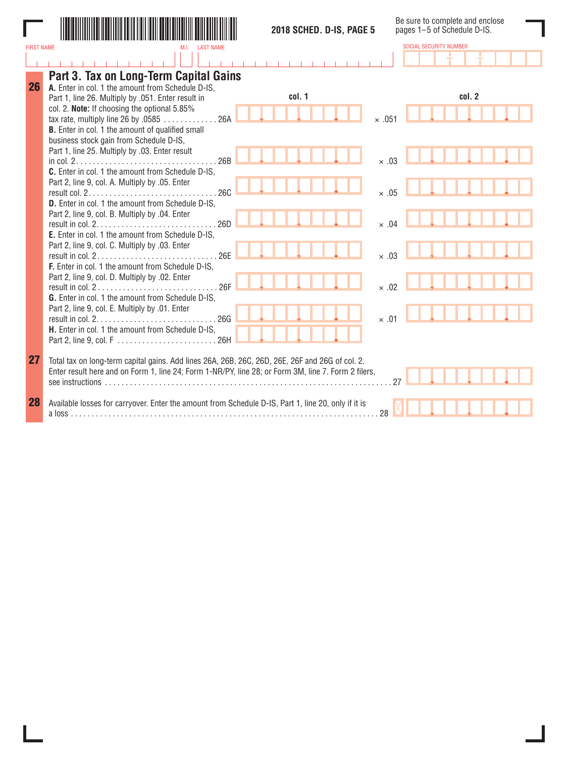2018 SCHED. D-IS, PAGE 5

Be sure to complete and enclose pages 1–5 of Schedule D-IS.

FIRST NAME | M.I. | LAST NAME | SOCIAL SECURITY NUMBER

## Part 3. Tax on Long-Term Capital Gains

| Line | Description | col. 1 | Multiplier | col. 2 |
|---|---|---|---|---|
| 26 | **A.** Enter in col. 1 the amount from Schedule D-IS, Part 1, line 26. Multiply by .051. Enter result in col. 2. **Note:** If choosing the optional 5.85% tax rate, multiply line 26 by .0585 . . . . . . . . . . . . . 26A | | × .051 | |
| | **B.** Enter in col. 1 the amount of qualified small business stock gain from Schedule D-IS, Part 1, line 25. Multiply by .03. Enter result in col. 2. . . . . . . . . . . . . . . . . . . . . . . . . . . . . . . . . 26B | | × .03 | |
| | **C.** Enter in col. 1 the amount from Schedule D-IS, Part 2, line 9, col. A. Multiply by .05. Enter result col. 2. . . . . . . . . . . . . . . . . . . . . . . . . . . . . . . 26C | | × .05 | |
| | **D.** Enter in col. 1 the amount from Schedule D-IS, Part 2, line 9, col. B. Multiply by .04. Enter result in col. 2. . . . . . . . . . . . . . . . . . . . . . . . . . . . 26D | | × .04 | |
| | **E.** Enter in col. 1 the amount from Schedule D-IS, Part 2, line 9, col. C. Multiply by .03. Enter result in col. 2 . . . . . . . . . . . . . . . . . . . . . . . . . . . . 26E | | × .03 | |
| | **F.** Enter in col. 1 the amount from Schedule D-IS, Part 2, line 9, col. D. Multiply by .02. Enter result in col. 2 . . . . . . . . . . . . . . . . . . . . . . . . . . . . 26F | | × .02 | |
| | **G.** Enter in col. 1 the amount from Schedule D-IS, Part 2, line 9, col. E. Multiply by .01. Enter result in col. 2. . . . . . . . . . . . . . . . . . . . . . . . . . . . 26G | | × .01 | |
| | **H.** Enter in col. 1 the amount from Schedule D-IS, Part 2, line 9, col. F . . . . . . . . . . . . . . . . . . . . . . . . 26H | | | |

**27** Total tax on long-term capital gains. Add lines 26A, 26B, 26C, 26D, 26E, 26F and 26G of col. 2. Enter result here and on Form 1, line 24; Form 1-NR/PY, line 28; or Form 3M, line 7. Form 2 filers, see instructions . . . . . . . . . . . . . . . . . . . . . . . . . . . . . . . . . . . . . . . . . . . . . . . . . . . . . . . . . . . . . . . . . . . 27

**28** Available losses for carryover. Enter the amount from Schedule D-IS, Part 1, line 20, only if it is a loss . . . . . . . . . . . . . . . . . . . . . . . . . . . . . . . . . . . . . . . . . . . . . . . . . . . . . . . . . . . . . . . . . . . . . . . . 28